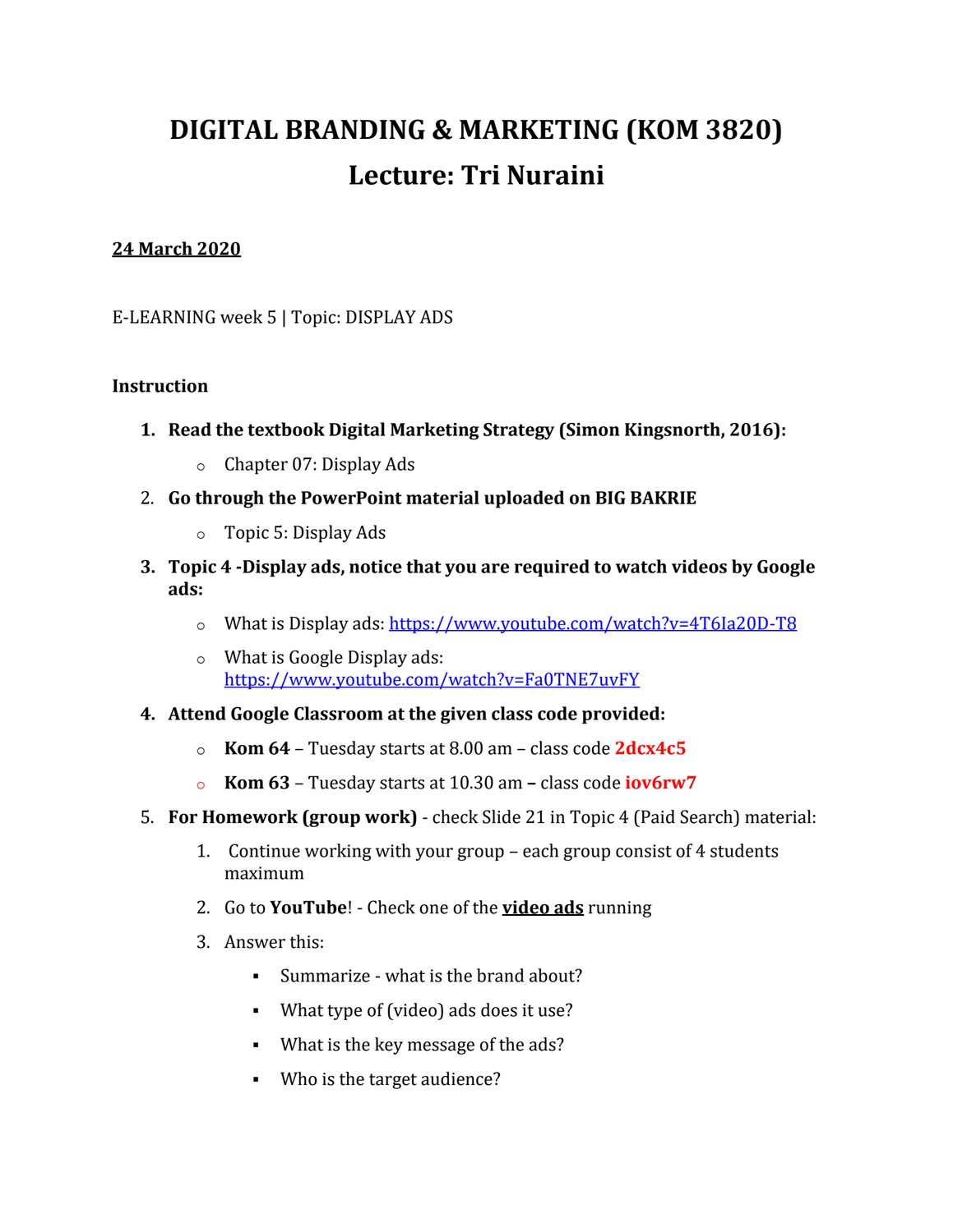# DIGITAL BRANDING & MARKETING (KOM 3820)

# Lecture: Tri Nuraini

**24 March 2020**

E-LEARNING week 5 | Topic: DISPLAY ADS

**Instruction**

1. **Read the textbook Digital Marketing Strategy (Simon Kingsnorth, 2016):**
   - Chapter 07: Display Ads
2. **Go through the PowerPoint material uploaded on BIG BAKRIE**
   - Topic 5: Display Ads
3. **Topic 4 -Display ads, notice that you are required to watch videos by Google ads:**
   - What is Display ads: https://www.youtube.com/watch?v=4T6Ia20D-T8
   - What is Google Display ads: https://www.youtube.com/watch?v=Fa0TNE7uvFY
4. **Attend Google Classroom at the given class code provided:**
   - **Kom 64** – Tuesday starts at 8.00 am – class code **2dcx4c5**
   - **Kom 63** – Tuesday starts at 10.30 am **–** class code **iov6rw7**
5. **For Homework (group work)** - check Slide 21 in Topic 4 (Paid Search) material:
   1. Continue working with your group – each group consist of 4 students maximum
   2. Go to **YouTube**! - Check one of the **video ads** running
   3. Answer this:
      - Summarize - what is the brand about?
      - What type of (video) ads does it use?
      - What is the key message of the ads?
      - Who is the target audience?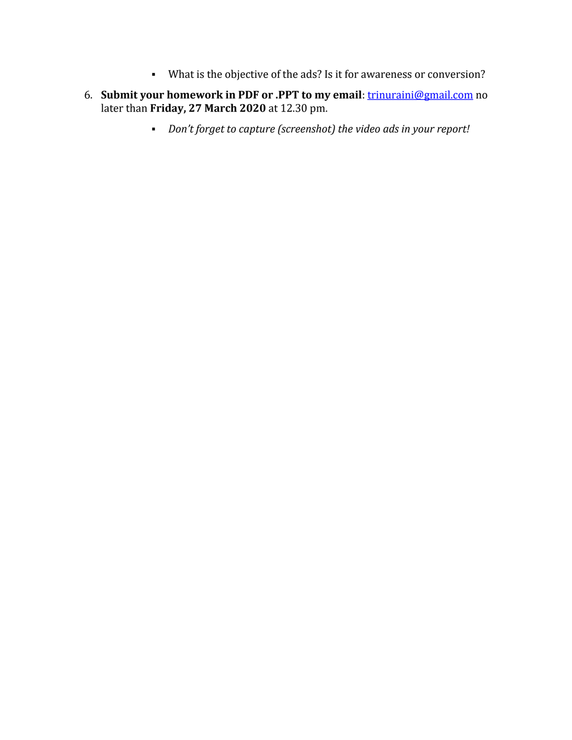- What is the objective of the ads? Is it for awareness or conversion?

6. **Submit your homework in PDF or .PPT to my email**: [trinuraini@gmail.com](mailto:trinuraini@gmail.com) no later than **Friday, 27 March 2020** at 12.30 pm.
    - *Don't forget to capture (screenshot) the video ads in your report!*